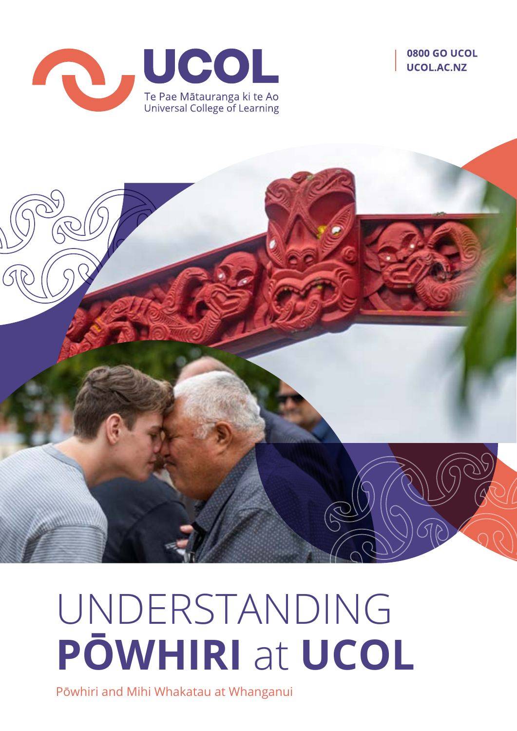UCOL

Te Pae Mātauranga ki te Ao
Universal College of Learning

0800 GO UCOL
UCOL.AC.NZ

# UNDERSTANDING **PŌWHIRI** at **UCOL**

Pōwhiri and Mihi Whakatau at Whanganui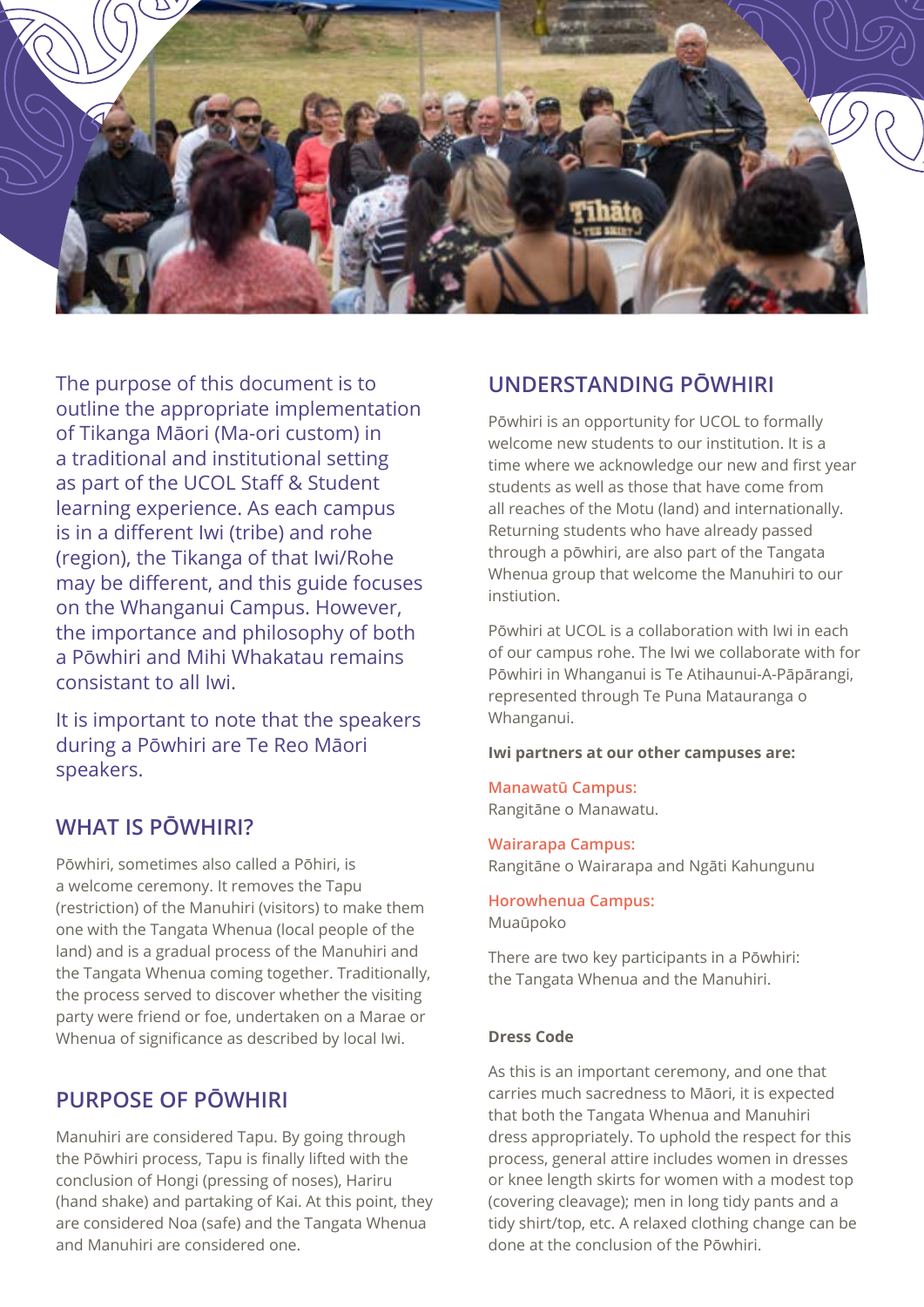The purpose of this document is to outline the appropriate implementation of Tikanga Māori (Ma-ori custom) in a traditional and institutional setting as part of the UCOL Staff & Student learning experience. As each campus is in a different Iwi (tribe) and rohe (region), the Tikanga of that Iwi/Rohe may be different, and this guide focuses on the Whanganui Campus. However, the importance and philosophy of both a Pōwhiri and Mihi Whakatau remains consistant to all Iwi.

It is important to note that the speakers during a Pōwhiri are Te Reo Māori speakers.

## WHAT IS PŌWHIRI?

Pōwhiri, sometimes also called a Pōhiri, is a welcome ceremony. It removes the Tapu (restriction) of the Manuhiri (visitors) to make them one with the Tangata Whenua (local people of the land) and is a gradual process of the Manuhiri and the Tangata Whenua coming together. Traditionally, the process served to discover whether the visiting party were friend or foe, undertaken on a Marae or Whenua of significance as described by local Iwi.

## PURPOSE OF PŌWHIRI

Manuhiri are considered Tapu. By going through the Pōwhiri process, Tapu is finally lifted with the conclusion of Hongi (pressing of noses), Hariru (hand shake) and partaking of Kai. At this point, they are considered Noa (safe) and the Tangata Whenua and Manuhiri are considered one.

## UNDERSTANDING PŌWHIRI

Pōwhiri is an opportunity for UCOL to formally welcome new students to our institution. It is a time where we acknowledge our new and first year students as well as those that have come from all reaches of the Motu (land) and internationally. Returning students who have already passed through a pōwhiri, are also part of the Tangata Whenua group that welcome the Manuhiri to our instiution.

Pōwhiri at UCOL is a collaboration with Iwi in each of our campus rohe. The Iwi we collaborate with for Pōwhiri in Whanganui is Te Atihaunui-A-Pāpārangi, represented through Te Puna Matauranga o Whanganui.

**Iwi partners at our other campuses are:**

**Manawatū Campus:**
Rangitāne o Manawatu.

**Wairarapa Campus:**
Rangitāne o Wairarapa and Ngāti Kahungunu

**Horowhenua Campus:**
Muaūpoko

There are two key participants in a Pōwhiri: the Tangata Whenua and the Manuhiri.

**Dress Code**

As this is an important ceremony, and one that carries much sacredness to Māori, it is expected that both the Tangata Whenua and Manuhiri dress appropriately. To uphold the respect for this process, general attire includes women in dresses or knee length skirts for women with a modest top (covering cleavage); men in long tidy pants and a tidy shirt/top, etc. A relaxed clothing change can be done at the conclusion of the Pōwhiri.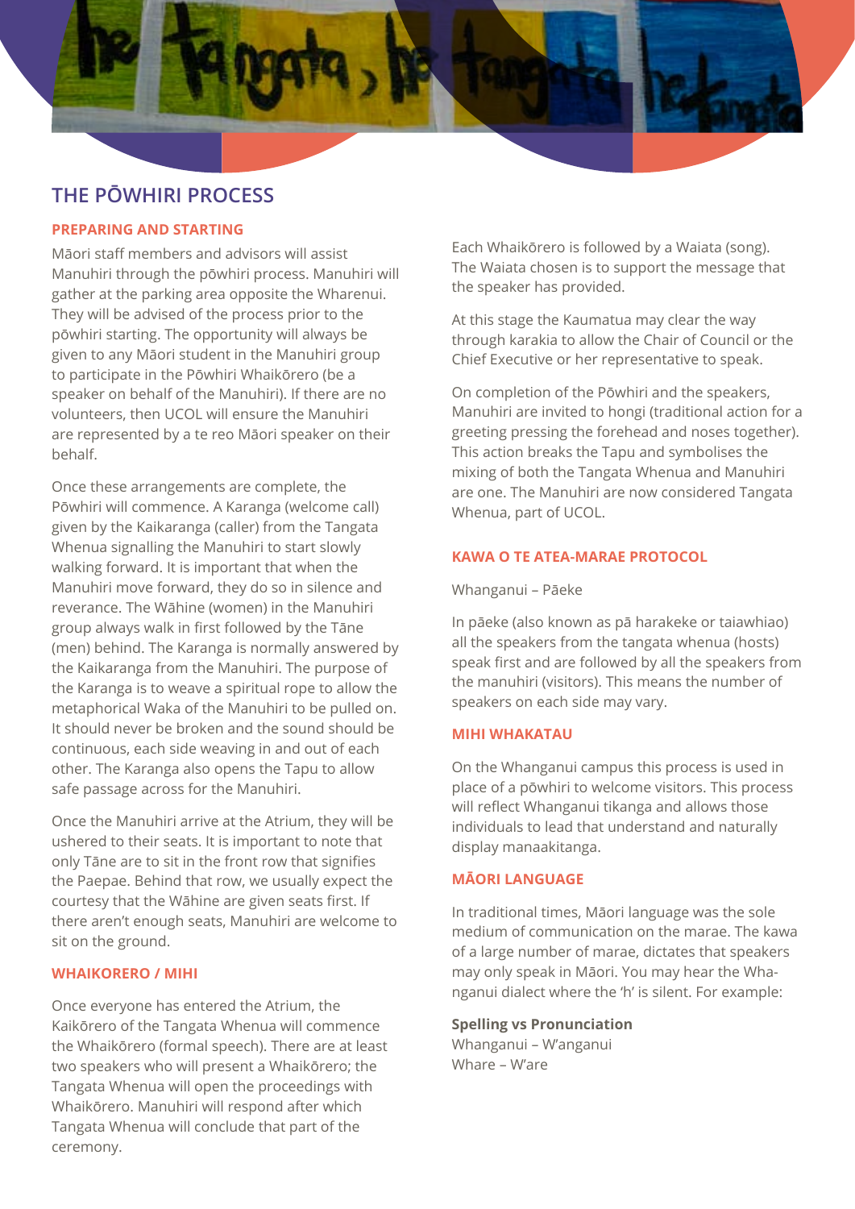## THE PŌWHIRI PROCESS

### PREPARING AND STARTING

Māori staff members and advisors will assist Manuhiri through the pōwhiri process. Manuhiri will gather at the parking area opposite the Wharenui. They will be advised of the process prior to the pōwhiri starting. The opportunity will always be given to any Māori student in the Manuhiri group to participate in the Pōwhiri Whaikōrero (be a speaker on behalf of the Manuhiri). If there are no volunteers, then UCOL will ensure the Manuhiri are represented by a te reo Māori speaker on their behalf.

Once these arrangements are complete, the Pōwhiri will commence. A Karanga (welcome call) given by the Kaikaranga (caller) from the Tangata Whenua signalling the Manuhiri to start slowly walking forward. It is important that when the Manuhiri move forward, they do so in silence and reverance. The Wāhine (women) in the Manuhiri group always walk in first followed by the Tāne (men) behind. The Karanga is normally answered by the Kaikaranga from the Manuhiri. The purpose of the Karanga is to weave a spiritual rope to allow the metaphorical Waka of the Manuhiri to be pulled on. It should never be broken and the sound should be continuous, each side weaving in and out of each other. The Karanga also opens the Tapu to allow safe passage across for the Manuhiri.

Once the Manuhiri arrive at the Atrium, they will be ushered to their seats. It is important to note that only Tāne are to sit in the front row that signifies the Paepae. Behind that row, we usually expect the courtesy that the Wāhine are given seats first. If there aren't enough seats, Manuhiri are welcome to sit on the ground.

### WHAIKORERO / MIHI

Once everyone has entered the Atrium, the Kaikōrero of the Tangata Whenua will commence the Whaikōrero (formal speech). There are at least two speakers who will present a Whaikōrero; the Tangata Whenua will open the proceedings with Whaikōrero. Manuhiri will respond after which Tangata Whenua will conclude that part of the ceremony.

Each Whaikōrero is followed by a Waiata (song). The Waiata chosen is to support the message that the speaker has provided.

At this stage the Kaumatua may clear the way through karakia to allow the Chair of Council or the Chief Executive or her representative to speak.

On completion of the Pōwhiri and the speakers, Manuhiri are invited to hongi (traditional action for a greeting pressing the forehead and noses together). This action breaks the Tapu and symbolises the mixing of both the Tangata Whenua and Manuhiri are one. The Manuhiri are now considered Tangata Whenua, part of UCOL.

### KAWA O TE ATEA-MARAE PROTOCOL

Whanganui – Pāeke

In pāeke (also known as pā harakeke or taiawhiao) all the speakers from the tangata whenua (hosts) speak first and are followed by all the speakers from the manuhiri (visitors). This means the number of speakers on each side may vary.

### MIHI WHAKATAU

On the Whanganui campus this process is used in place of a pōwhiri to welcome visitors. This process will reflect Whanganui tikanga and allows those individuals to lead that understand and naturally display manaakitanga.

### MĀORI LANGUAGE

In traditional times, Māori language was the sole medium of communication on the marae. The kawa of a large number of marae, dictates that speakers may only speak in Māori. You may hear the Whanganui dialect where the 'h' is silent. For example:

**Spelling vs Pronunciation**
Whanganui – W'anganui
Whare – W'are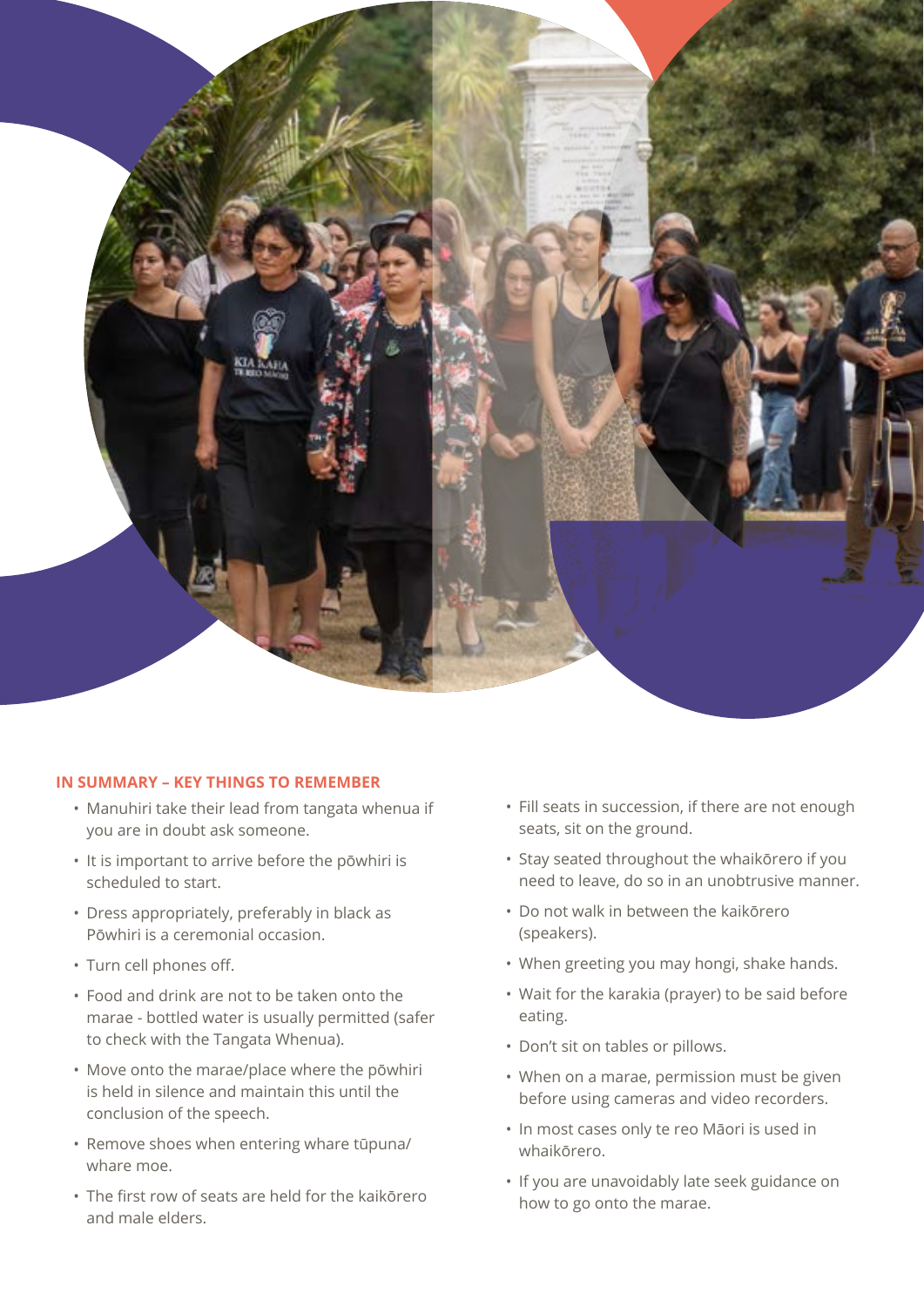## IN SUMMARY – KEY THINGS TO REMEMBER

- Manuhiri take their lead from tangata whenua if you are in doubt ask someone.
- It is important to arrive before the pōwhiri is scheduled to start.
- Dress appropriately, preferably in black as Pōwhiri is a ceremonial occasion.
- Turn cell phones off.
- Food and drink are not to be taken onto the marae - bottled water is usually permitted (safer to check with the Tangata Whenua).
- Move onto the marae/place where the pōwhiri is held in silence and maintain this until the conclusion of the speech.
- Remove shoes when entering whare tūpuna/ whare moe.
- The first row of seats are held for the kaikōrero and male elders.
- Fill seats in succession, if there are not enough seats, sit on the ground.
- Stay seated throughout the whaikōrero if you need to leave, do so in an unobtrusive manner.
- Do not walk in between the kaikōrero (speakers).
- When greeting you may hongi, shake hands.
- Wait for the karakia (prayer) to be said before eating.
- Don't sit on tables or pillows.
- When on a marae, permission must be given before using cameras and video recorders.
- In most cases only te reo Māori is used in whaikōrero.
- If you are unavoidably late seek guidance on how to go onto the marae.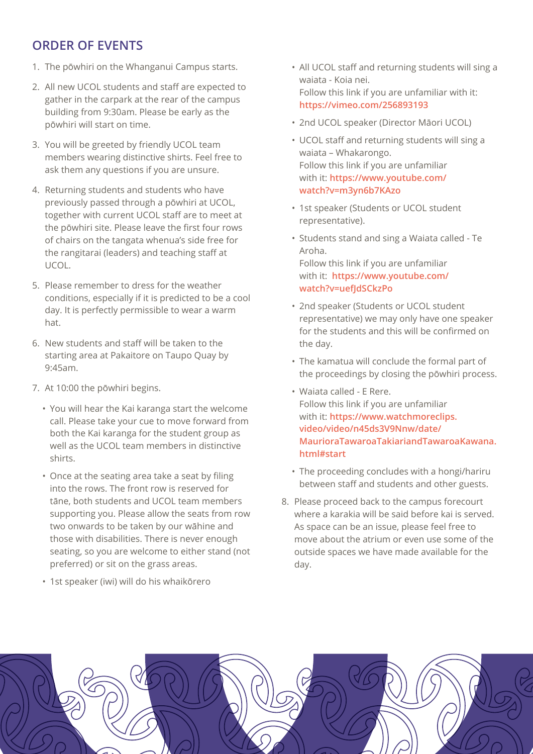## ORDER OF EVENTS

1. The pōwhiri on the Whanganui Campus starts.
2. All new UCOL students and staff are expected to gather in the carpark at the rear of the campus building from 9:30am. Please be early as the pōwhiri will start on time.
3. You will be greeted by friendly UCOL team members wearing distinctive shirts. Feel free to ask them any questions if you are unsure.
4. Returning students and students who have previously passed through a pōwhiri at UCOL, together with current UCOL staff are to meet at the pōwhiri site. Please leave the first four rows of chairs on the tangata whenua's side free for the rangitarai (leaders) and teaching staff at UCOL.
5. Please remember to dress for the weather conditions, especially if it is predicted to be a cool day. It is perfectly permissible to wear a warm hat.
6. New students and staff will be taken to the starting area at Pakaitore on Taupo Quay by 9:45am.
7. At 10:00 the pōwhiri begins.
   - You will hear the Kai karanga start the welcome call. Please take your cue to move forward from both the Kai karanga for the student group as well as the UCOL team members in distinctive shirts.
   - Once at the seating area take a seat by filing into the rows. The front row is reserved for tāne, both students and UCOL team members supporting you. Please allow the seats from row two onwards to be taken by our wāhine and those with disabilities. There is never enough seating, so you are welcome to either stand (not preferred) or sit on the grass areas.
   - 1st speaker (iwi) will do his whaikōrero
   - All UCOL staff and returning students will sing a waiata - Koia nei.
     Follow this link if you are unfamiliar with it: **https://vimeo.com/256893193**
   - 2nd UCOL speaker (Director Māori UCOL)
   - UCOL staff and returning students will sing a waiata – Whakarongo.
     Follow this link if you are unfamiliar with it: **https://www.youtube.com/watch?v=m3yn6b7KAzo**
   - 1st speaker (Students or UCOL student representative).
   - Students stand and sing a Waiata called - Te Aroha.
     Follow this link if you are unfamiliar with it: **https://www.youtube.com/watch?v=uefJdSCkzPo**
   - 2nd speaker (Students or UCOL student representative) we may only have one speaker for the students and this will be confirmed on the day.
   - The kamatua will conclude the formal part of the proceedings by closing the pōwhiri process.
   - Waiata called - E Rere.
     Follow this link if you are unfamiliar with it: **https://www.watchmoreclips.video/video/n45ds3V9Nnw/date/MaurioraTawaroaTakiariandTawaroaKawana.html#start**
   - The proceeding concludes with a hongi/hariru between staff and students and other guests.
8. Please proceed back to the campus forecourt where a karakia will be said before kai is served. As space can be an issue, please feel free to move about the atrium or even use some of the outside spaces we have made available for the day.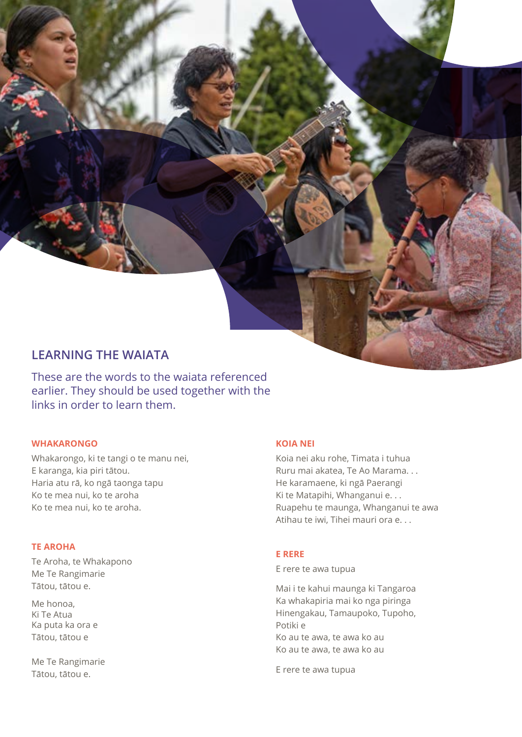## LEARNING THE WAIATA

These are the words to the waiata referenced earlier. They should be used together with the links in order to learn them.

### WHAKARONGO

Whakarongo, ki te tangi o te manu nei,
E karanga, kia piri tātou.
Haria atu rā, ko ngā taonga tapu
Ko te mea nui, ko te aroha
Ko te mea nui, ko te aroha.

### TE AROHA

Te Aroha, te Whakapono
Me Te Rangimarie
Tātou, tātou e.

Me honoa,
Ki Te Atua
Ka puta ka ora e
Tātou, tātou e

Me Te Rangimarie
Tātou, tātou e.

### KOIA NEI

Koia nei aku rohe, Timata i tuhua
Ruru mai akatea, Te Ao Marama. . .
He karamaene, ki ngā Paerangi
Ki te Matapihi, Whanganui e. . .
Ruapehu te maunga, Whanganui te awa
Atihau te iwi, Tihei mauri ora e. . .

### E RERE

E rere te awa tupua

Mai i te kahui maunga ki Tangaroa
Ka whakapiria mai ko nga piringa
Hinengakau, Tamaupoko, Tupoho,
Potiki e
Ko au te awa, te awa ko au
Ko au te awa, te awa ko au

E rere te awa tupua